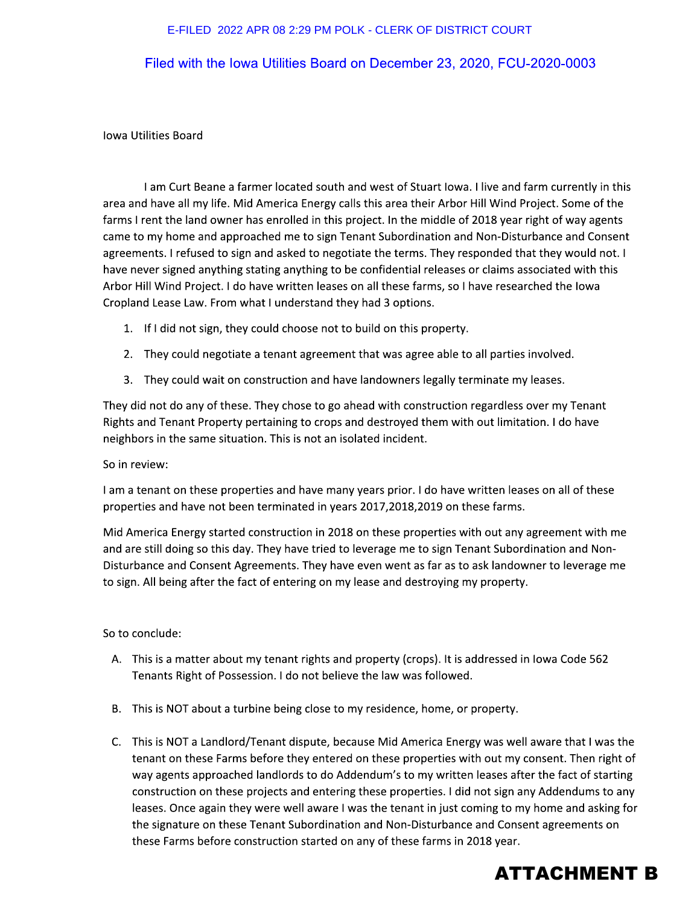E-FILED 2022 APR 08 2:29 PM POLK - CLERK OF DISTRICT COURT

Filed with the Iowa Utilities Board on December 23, 2020, FCU-2020-0003

Iowa Utilities Board

I am Curt Beane a farmer located south and west of Stuart Iowa. I live and farm currently in this area and have all my life. Mid America Energy calls this area their Arbor Hill Wind Project. Some of the farms I rent the land owner has enrolled in this project. In the middle of 2018 year right of way agents came to my home and approached me to sign Tenant Subordination and Non-Disturbance and Consent agreements. I refused to sign and asked to negotiate the terms. They responded that they would not. I have never signed anything stating anything to be confidential releases or claims associated with this Arbor Hill Wind Project. I do have written leases on all these farms, so I have researched the Iowa Cropland Lease Law. From what I understand they had 3 options.

1. If I did not sign, they could choose not to build on this property.
2. They could negotiate a tenant agreement that was agree able to all parties involved.
3. They could wait on construction and have landowners legally terminate my leases.

They did not do any of these. They chose to go ahead with construction regardless over my Tenant Rights and Tenant Property pertaining to crops and destroyed them with out limitation. I do have neighbors in the same situation. This is not an isolated incident.

So in review:

I am a tenant on these properties and have many years prior. I do have written leases on all of these properties and have not been terminated in years 2017,2018,2019 on these farms.

Mid America Energy started construction in 2018 on these properties with out any agreement with me and are still doing so this day. They have tried to leverage me to sign Tenant Subordination and Non-Disturbance and Consent Agreements. They have even went as far as to ask landowner to leverage me to sign. All being after the fact of entering on my lease and destroying my property.

So to conclude:

A. This is a matter about my tenant rights and property (crops). It is addressed in Iowa Code 562 Tenants Right of Possession. I do not believe the law was followed.
B. This is NOT about a turbine being close to my residence, home, or property.
C. This is NOT a Landlord/Tenant dispute, because Mid America Energy was well aware that I was the tenant on these Farms before they entered on these properties with out my consent. Then right of way agents approached landlords to do Addendum's to my written leases after the fact of starting construction on these projects and entering these properties. I did not sign any Addendums to any leases. Once again they were well aware I was the tenant in just coming to my home and asking for the signature on these Tenant Subordination and Non-Disturbance and Consent agreements on these Farms before construction started on any of these farms in 2018 year.

**ATTACHMENT B**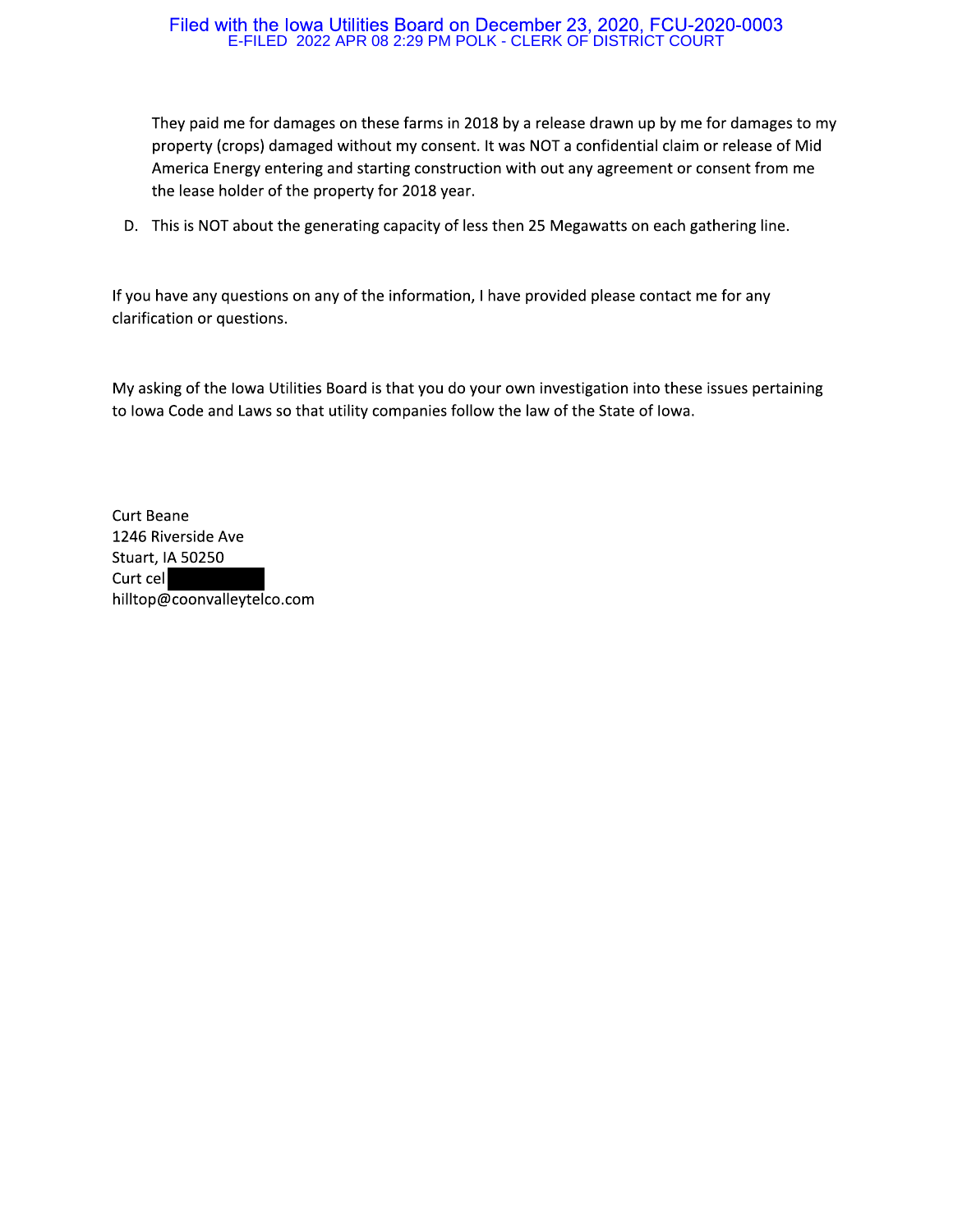They paid me for damages on these farms in 2018 by a release drawn up by me for damages to my property (crops) damaged without my consent. It was NOT a confidential claim or release of Mid America Energy entering and starting construction with out any agreement or consent from me the lease holder of the property for 2018 year.

D. This is NOT about the generating capacity of less then 25 Megawatts on each gathering line.

If you have any questions on any of the information, I have provided please contact me for any clarification or questions.

My asking of the Iowa Utilities Board is that you do your own investigation into these issues pertaining to Iowa Code and Laws so that utility companies follow the law of the State of Iowa.

Curt Beane
1246 Riverside Ave
Stuart, IA 50250
Curt cel
hilltop@coonvalleytelco.com